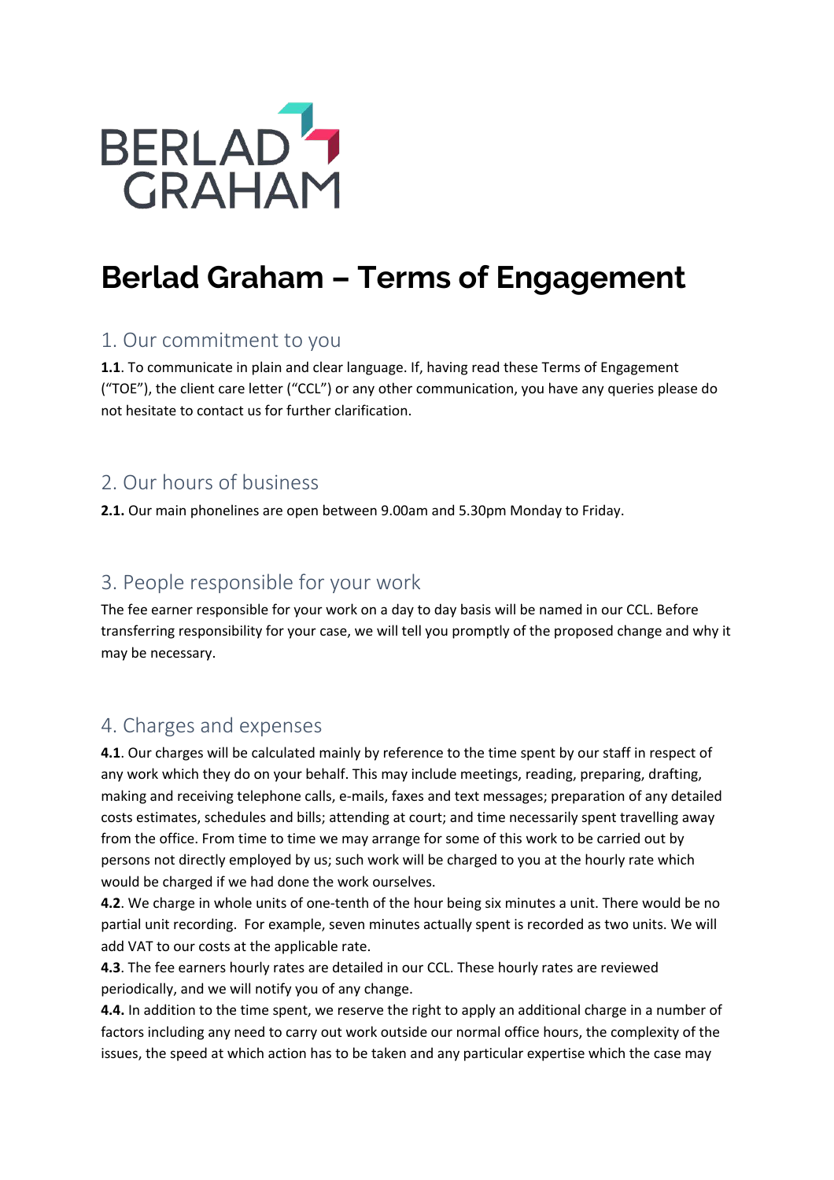BERLAD GRAHAM

# Berlad Graham – Terms of Engagement

## 1. Our commitment to you

**1.1**. To communicate in plain and clear language. If, having read these Terms of Engagement ("TOE"), the client care letter ("CCL") or any other communication, you have any queries please do not hesitate to contact us for further clarification.

## 2. Our hours of business

**2.1.** Our main phonelines are open between 9.00am and 5.30pm Monday to Friday.

## 3. People responsible for your work

The fee earner responsible for your work on a day to day basis will be named in our CCL. Before transferring responsibility for your case, we will tell you promptly of the proposed change and why it may be necessary.

## 4. Charges and expenses

**4.1**. Our charges will be calculated mainly by reference to the time spent by our staff in respect of any work which they do on your behalf. This may include meetings, reading, preparing, drafting, making and receiving telephone calls, e-mails, faxes and text messages; preparation of any detailed costs estimates, schedules and bills; attending at court; and time necessarily spent travelling away from the office. From time to time we may arrange for some of this work to be carried out by persons not directly employed by us; such work will be charged to you at the hourly rate which would be charged if we had done the work ourselves.

**4.2**. We charge in whole units of one-tenth of the hour being six minutes a unit. There would be no partial unit recording. For example, seven minutes actually spent is recorded as two units. We will add VAT to our costs at the applicable rate.

**4.3**. The fee earners hourly rates are detailed in our CCL. These hourly rates are reviewed periodically, and we will notify you of any change.

**4.4.** In addition to the time spent, we reserve the right to apply an additional charge in a number of factors including any need to carry out work outside our normal office hours, the complexity of the issues, the speed at which action has to be taken and any particular expertise which the case may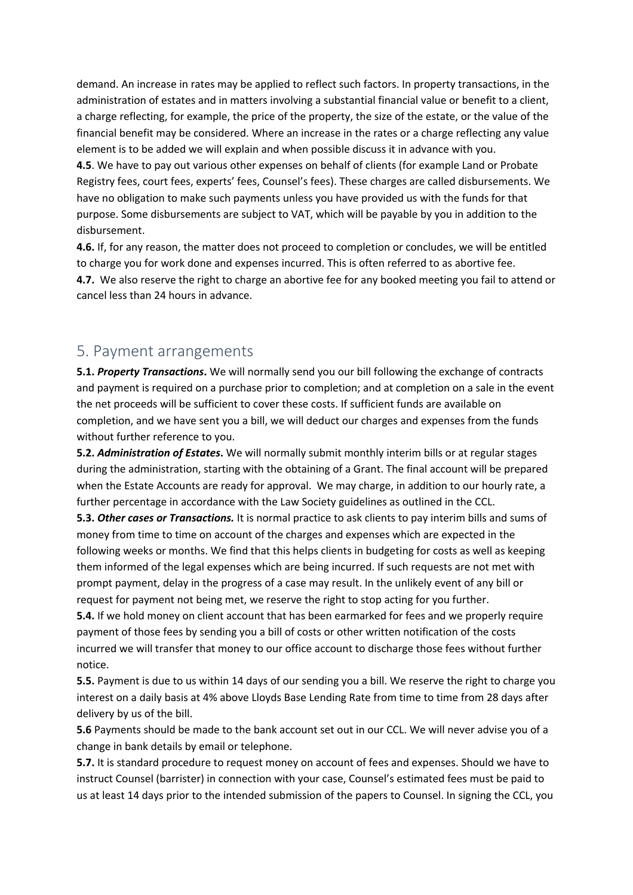demand. An increase in rates may be applied to reflect such factors. In property transactions, in the administration of estates and in matters involving a substantial financial value or benefit to a client, a charge reflecting, for example, the price of the property, the size of the estate, or the value of the financial benefit may be considered. Where an increase in the rates or a charge reflecting any value element is to be added we will explain and when possible discuss it in advance with you.

**4.5**. We have to pay out various other expenses on behalf of clients (for example Land or Probate Registry fees, court fees, experts' fees, Counsel's fees). These charges are called disbursements. We have no obligation to make such payments unless you have provided us with the funds for that purpose. Some disbursements are subject to VAT, which will be payable by you in addition to the disbursement.

**4.6.** If, for any reason, the matter does not proceed to completion or concludes, we will be entitled to charge you for work done and expenses incurred. This is often referred to as abortive fee.

**4.7.** We also reserve the right to charge an abortive fee for any booked meeting you fail to attend or cancel less than 24 hours in advance.

## 5. Payment arrangements

**5.1.** ***Property Transactions*****.** We will normally send you our bill following the exchange of contracts and payment is required on a purchase prior to completion; and at completion on a sale in the event the net proceeds will be sufficient to cover these costs. If sufficient funds are available on completion, and we have sent you a bill, we will deduct our charges and expenses from the funds without further reference to you.

**5.2.** ***Administration of Estates*****.** We will normally submit monthly interim bills or at regular stages during the administration, starting with the obtaining of a Grant. The final account will be prepared when the Estate Accounts are ready for approval. We may charge, in addition to our hourly rate, a further percentage in accordance with the Law Society guidelines as outlined in the CCL.

**5.3.** ***Other cases or Transactions.*** It is normal practice to ask clients to pay interim bills and sums of money from time to time on account of the charges and expenses which are expected in the following weeks or months. We find that this helps clients in budgeting for costs as well as keeping them informed of the legal expenses which are being incurred. If such requests are not met with prompt payment, delay in the progress of a case may result. In the unlikely event of any bill or request for payment not being met, we reserve the right to stop acting for you further.

**5.4.** If we hold money on client account that has been earmarked for fees and we properly require payment of those fees by sending you a bill of costs or other written notification of the costs incurred we will transfer that money to our office account to discharge those fees without further notice.

**5.5.** Payment is due to us within 14 days of our sending you a bill. We reserve the right to charge you interest on a daily basis at 4% above Lloyds Base Lending Rate from time to time from 28 days after delivery by us of the bill.

**5.6** Payments should be made to the bank account set out in our CCL. We will never advise you of a change in bank details by email or telephone.

**5.7.** It is standard procedure to request money on account of fees and expenses. Should we have to instruct Counsel (barrister) in connection with your case, Counsel's estimated fees must be paid to us at least 14 days prior to the intended submission of the papers to Counsel. In signing the CCL, you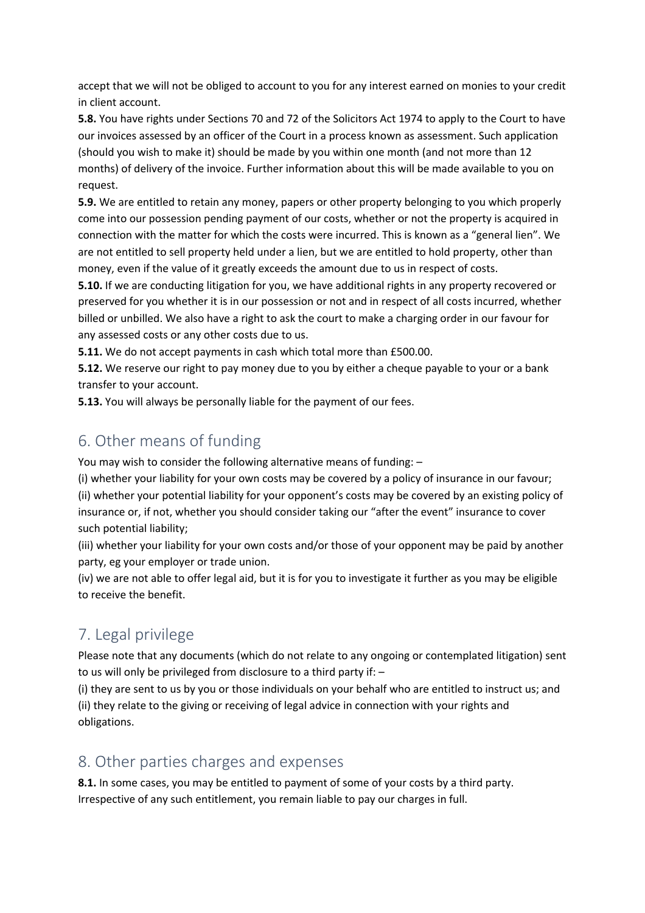accept that we will not be obliged to account to you for any interest earned on monies to your credit in client account.

**5.8.** You have rights under Sections 70 and 72 of the Solicitors Act 1974 to apply to the Court to have our invoices assessed by an officer of the Court in a process known as assessment. Such application (should you wish to make it) should be made by you within one month (and not more than 12 months) of delivery of the invoice. Further information about this will be made available to you on request.

**5.9.** We are entitled to retain any money, papers or other property belonging to you which properly come into our possession pending payment of our costs, whether or not the property is acquired in connection with the matter for which the costs were incurred. This is known as a "general lien". We are not entitled to sell property held under a lien, but we are entitled to hold property, other than money, even if the value of it greatly exceeds the amount due to us in respect of costs.

**5.10.** If we are conducting litigation for you, we have additional rights in any property recovered or preserved for you whether it is in our possession or not and in respect of all costs incurred, whether billed or unbilled. We also have a right to ask the court to make a charging order in our favour for any assessed costs or any other costs due to us.

**5.11.** We do not accept payments in cash which total more than £500.00.

**5.12.** We reserve our right to pay money due to you by either a cheque payable to your or a bank transfer to your account.

**5.13.** You will always be personally liable for the payment of our fees.

## 6. Other means of funding

You may wish to consider the following alternative means of funding: –

(i) whether your liability for your own costs may be covered by a policy of insurance in our favour;

(ii) whether your potential liability for your opponent's costs may be covered by an existing policy of insurance or, if not, whether you should consider taking our "after the event" insurance to cover such potential liability;

(iii) whether your liability for your own costs and/or those of your opponent may be paid by another party, eg your employer or trade union.

(iv) we are not able to offer legal aid, but it is for you to investigate it further as you may be eligible to receive the benefit.

## 7. Legal privilege

Please note that any documents (which do not relate to any ongoing or contemplated litigation) sent to us will only be privileged from disclosure to a third party if: –

(i) they are sent to us by you or those individuals on your behalf who are entitled to instruct us; and

(ii) they relate to the giving or receiving of legal advice in connection with your rights and obligations.

## 8. Other parties charges and expenses

**8.1.** In some cases, you may be entitled to payment of some of your costs by a third party. Irrespective of any such entitlement, you remain liable to pay our charges in full.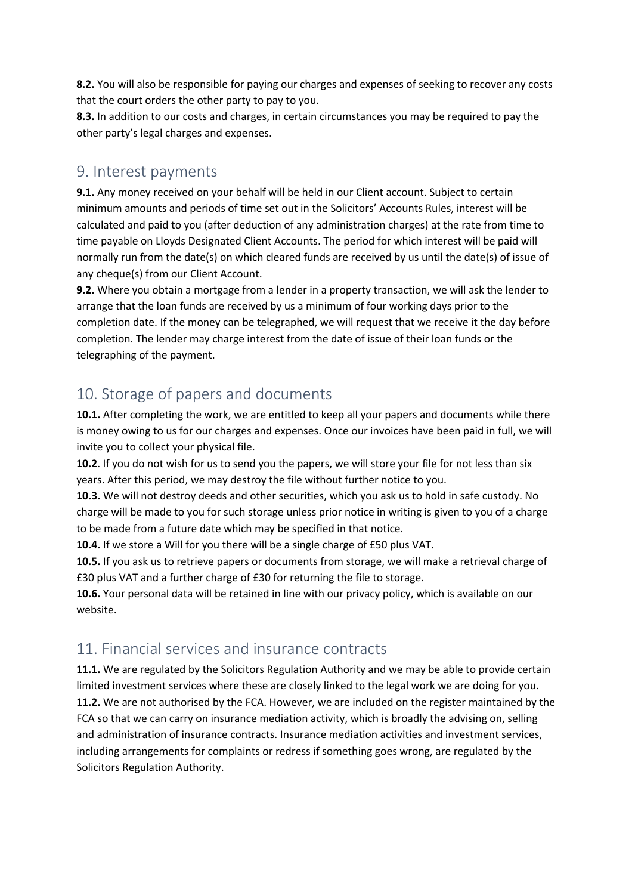**8.2.** You will also be responsible for paying our charges and expenses of seeking to recover any costs that the court orders the other party to pay to you.
**8.3.** In addition to our costs and charges, in certain circumstances you may be required to pay the other party's legal charges and expenses.

## 9. Interest payments

**9.1.** Any money received on your behalf will be held in our Client account. Subject to certain minimum amounts and periods of time set out in the Solicitors' Accounts Rules, interest will be calculated and paid to you (after deduction of any administration charges) at the rate from time to time payable on Lloyds Designated Client Accounts. The period for which interest will be paid will normally run from the date(s) on which cleared funds are received by us until the date(s) of issue of any cheque(s) from our Client Account.
**9.2.** Where you obtain a mortgage from a lender in a property transaction, we will ask the lender to arrange that the loan funds are received by us a minimum of four working days prior to the completion date. If the money can be telegraphed, we will request that we receive it the day before completion. The lender may charge interest from the date of issue of their loan funds or the telegraphing of the payment.

## 10. Storage of papers and documents

**10.1.** After completing the work, we are entitled to keep all your papers and documents while there is money owing to us for our charges and expenses. Once our invoices have been paid in full, we will invite you to collect your physical file.
**10.2**. If you do not wish for us to send you the papers, we will store your file for not less than six years. After this period, we may destroy the file without further notice to you.
**10.3.** We will not destroy deeds and other securities, which you ask us to hold in safe custody. No charge will be made to you for such storage unless prior notice in writing is given to you of a charge to be made from a future date which may be specified in that notice.
**10.4.** If we store a Will for you there will be a single charge of £50 plus VAT.
**10.5.** If you ask us to retrieve papers or documents from storage, we will make a retrieval charge of £30 plus VAT and a further charge of £30 for returning the file to storage.
**10.6.** Your personal data will be retained in line with our privacy policy, which is available on our website.

## 11. Financial services and insurance contracts

**11.1.** We are regulated by the Solicitors Regulation Authority and we may be able to provide certain limited investment services where these are closely linked to the legal work we are doing for you.
**11.2.** We are not authorised by the FCA. However, we are included on the register maintained by the FCA so that we can carry on insurance mediation activity, which is broadly the advising on, selling and administration of insurance contracts. Insurance mediation activities and investment services, including arrangements for complaints or redress if something goes wrong, are regulated by the Solicitors Regulation Authority.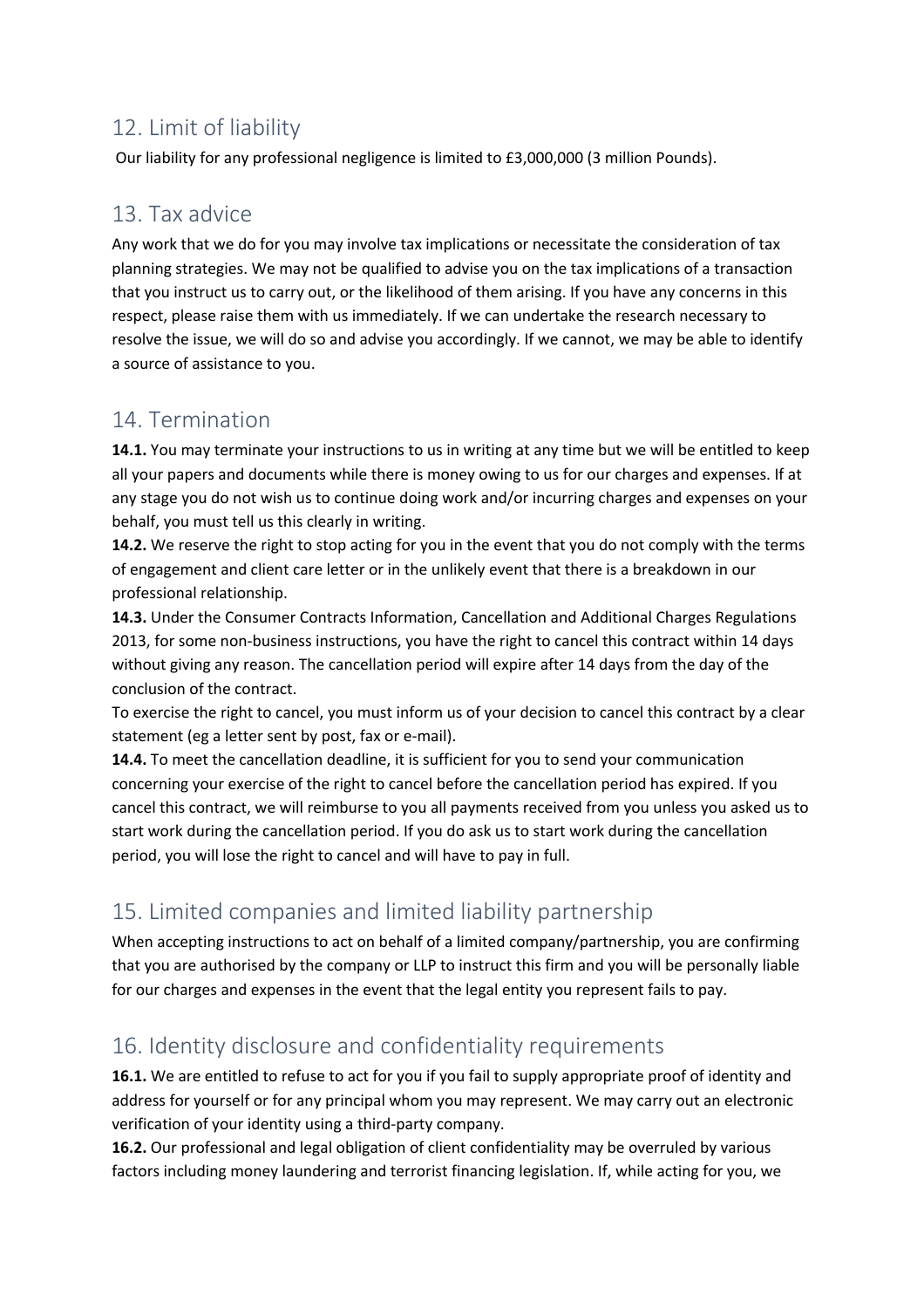## 12. Limit of liability

Our liability for any professional negligence is limited to £3,000,000 (3 million Pounds).

## 13. Tax advice

Any work that we do for you may involve tax implications or necessitate the consideration of tax planning strategies. We may not be qualified to advise you on the tax implications of a transaction that you instruct us to carry out, or the likelihood of them arising. If you have any concerns in this respect, please raise them with us immediately. If we can undertake the research necessary to resolve the issue, we will do so and advise you accordingly. If we cannot, we may be able to identify a source of assistance to you.

## 14. Termination

**14.1.** You may terminate your instructions to us in writing at any time but we will be entitled to keep all your papers and documents while there is money owing to us for our charges and expenses. If at any stage you do not wish us to continue doing work and/or incurring charges and expenses on your behalf, you must tell us this clearly in writing.

**14.2.** We reserve the right to stop acting for you in the event that you do not comply with the terms of engagement and client care letter or in the unlikely event that there is a breakdown in our professional relationship.

**14.3.** Under the Consumer Contracts Information, Cancellation and Additional Charges Regulations 2013, for some non-business instructions, you have the right to cancel this contract within 14 days without giving any reason. The cancellation period will expire after 14 days from the day of the conclusion of the contract.

To exercise the right to cancel, you must inform us of your decision to cancel this contract by a clear statement (eg a letter sent by post, fax or e-mail).

**14.4.** To meet the cancellation deadline, it is sufficient for you to send your communication concerning your exercise of the right to cancel before the cancellation period has expired. If you cancel this contract, we will reimburse to you all payments received from you unless you asked us to start work during the cancellation period. If you do ask us to start work during the cancellation period, you will lose the right to cancel and will have to pay in full.

## 15. Limited companies and limited liability partnership

When accepting instructions to act on behalf of a limited company/partnership, you are confirming that you are authorised by the company or LLP to instruct this firm and you will be personally liable for our charges and expenses in the event that the legal entity you represent fails to pay.

## 16. Identity disclosure and confidentiality requirements

**16.1.** We are entitled to refuse to act for you if you fail to supply appropriate proof of identity and address for yourself or for any principal whom you may represent. We may carry out an electronic verification of your identity using a third-party company.

**16.2.** Our professional and legal obligation of client confidentiality may be overruled by various factors including money laundering and terrorist financing legislation. If, while acting for you, we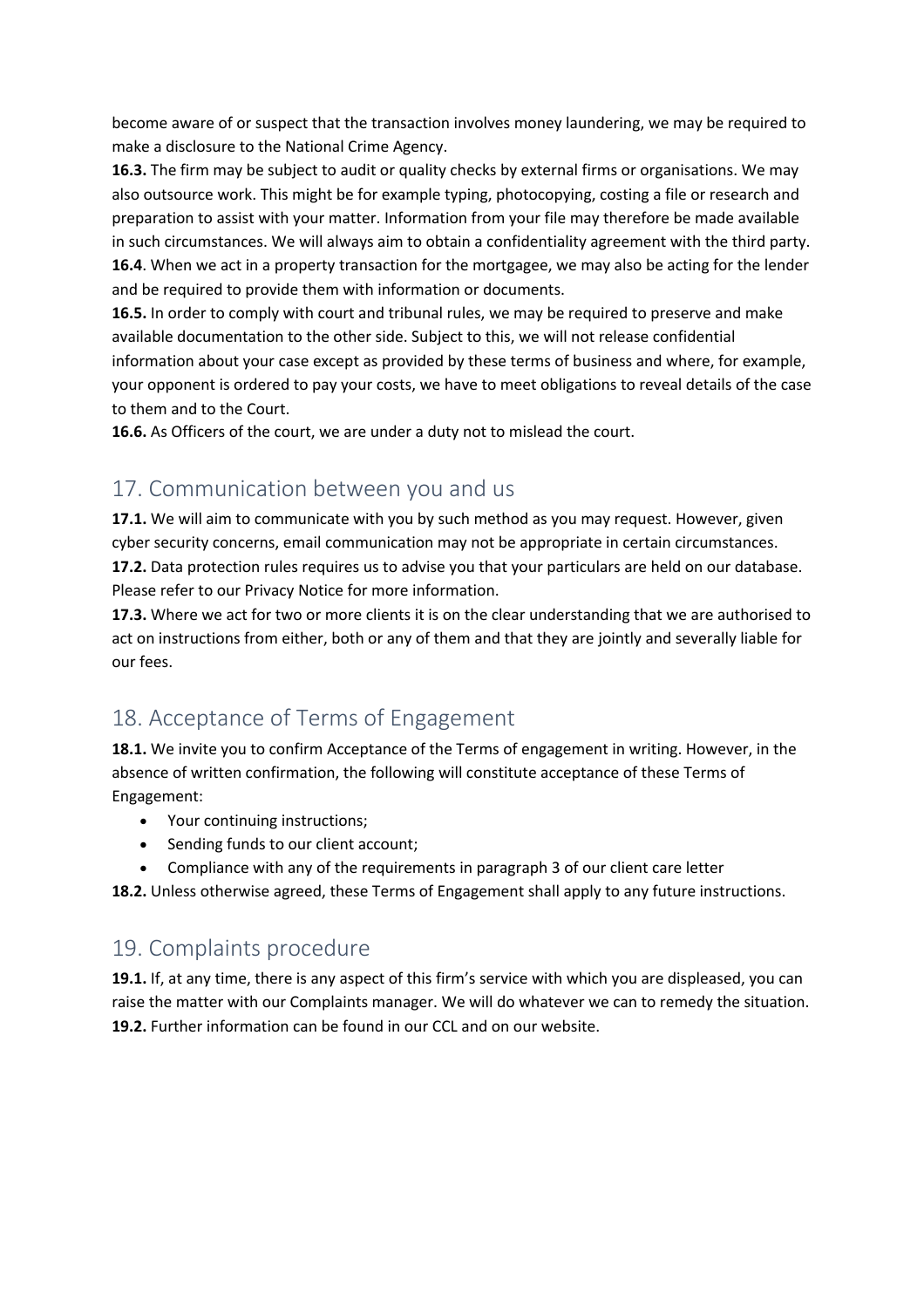become aware of or suspect that the transaction involves money laundering, we may be required to make a disclosure to the National Crime Agency.

**16.3.** The firm may be subject to audit or quality checks by external firms or organisations. We may also outsource work. This might be for example typing, photocopying, costing a file or research and preparation to assist with your matter. Information from your file may therefore be made available in such circumstances. We will always aim to obtain a confidentiality agreement with the third party.

**16.4**. When we act in a property transaction for the mortgagee, we may also be acting for the lender and be required to provide them with information or documents.

**16.5.** In order to comply with court and tribunal rules, we may be required to preserve and make available documentation to the other side. Subject to this, we will not release confidential information about your case except as provided by these terms of business and where, for example, your opponent is ordered to pay your costs, we have to meet obligations to reveal details of the case to them and to the Court.

**16.6.** As Officers of the court, we are under a duty not to mislead the court.

## 17. Communication between you and us

**17.1.** We will aim to communicate with you by such method as you may request. However, given cyber security concerns, email communication may not be appropriate in certain circumstances.

**17.2.** Data protection rules requires us to advise you that your particulars are held on our database. Please refer to our Privacy Notice for more information.

**17.3.** Where we act for two or more clients it is on the clear understanding that we are authorised to act on instructions from either, both or any of them and that they are jointly and severally liable for our fees.

## 18. Acceptance of Terms of Engagement

**18.1.** We invite you to confirm Acceptance of the Terms of engagement in writing. However, in the absence of written confirmation, the following will constitute acceptance of these Terms of Engagement:

- Your continuing instructions;
- Sending funds to our client account;
- Compliance with any of the requirements in paragraph 3 of our client care letter

**18.2.** Unless otherwise agreed, these Terms of Engagement shall apply to any future instructions.

## 19. Complaints procedure

**19.1.** If, at any time, there is any aspect of this firm's service with which you are displeased, you can raise the matter with our Complaints manager. We will do whatever we can to remedy the situation.

**19.2.** Further information can be found in our CCL and on our website.